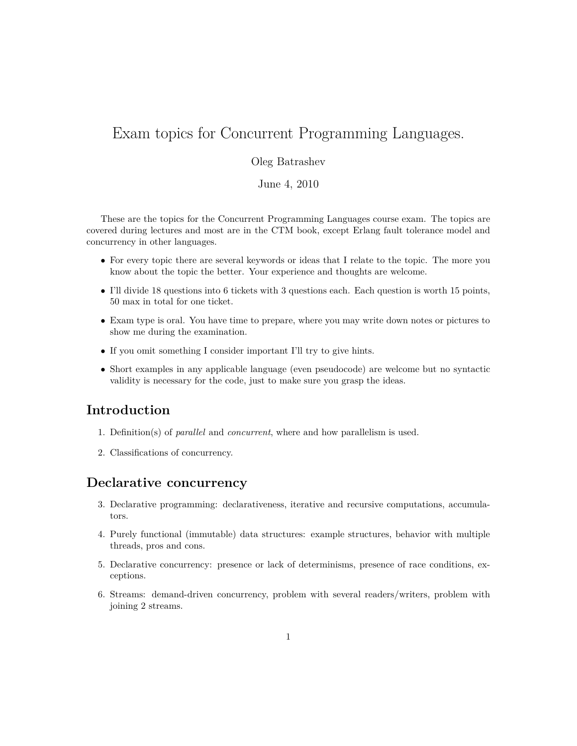# Exam topics for Concurrent Programming Languages.

Oleg Batrashev

June 4, 2010

These are the topics for the Concurrent Programming Languages course exam. The topics are covered during lectures and most are in the CTM book, except Erlang fault tolerance model and concurrency in other languages.

- For every topic there are several keywords or ideas that I relate to the topic. The more you know about the topic the better. Your experience and thoughts are welcome.
- I'll divide 18 questions into 6 tickets with 3 questions each. Each question is worth 15 points, 50 max in total for one ticket.
- Exam type is oral. You have time to prepare, where you may write down notes or pictures to show me during the examination.
- If you omit something I consider important I'll try to give hints.
- Short examples in any applicable language (even pseudocode) are welcome but no syntactic validity is necessary for the code, just to make sure you grasp the ideas.

## Introduction

1. Definition(s) of *parallel* and *concurrent*, where and how parallelism is used.
2. Classifications of concurrency.

## Declarative concurrency

3. Declarative programming: declarativeness, iterative and recursive computations, accumulators.
4. Purely functional (immutable) data structures: example structures, behavior with multiple threads, pros and cons.
5. Declarative concurrency: presence or lack of determinisms, presence of race conditions, exceptions.
6. Streams: demand-driven concurrency, problem with several readers/writers, problem with joining 2 streams.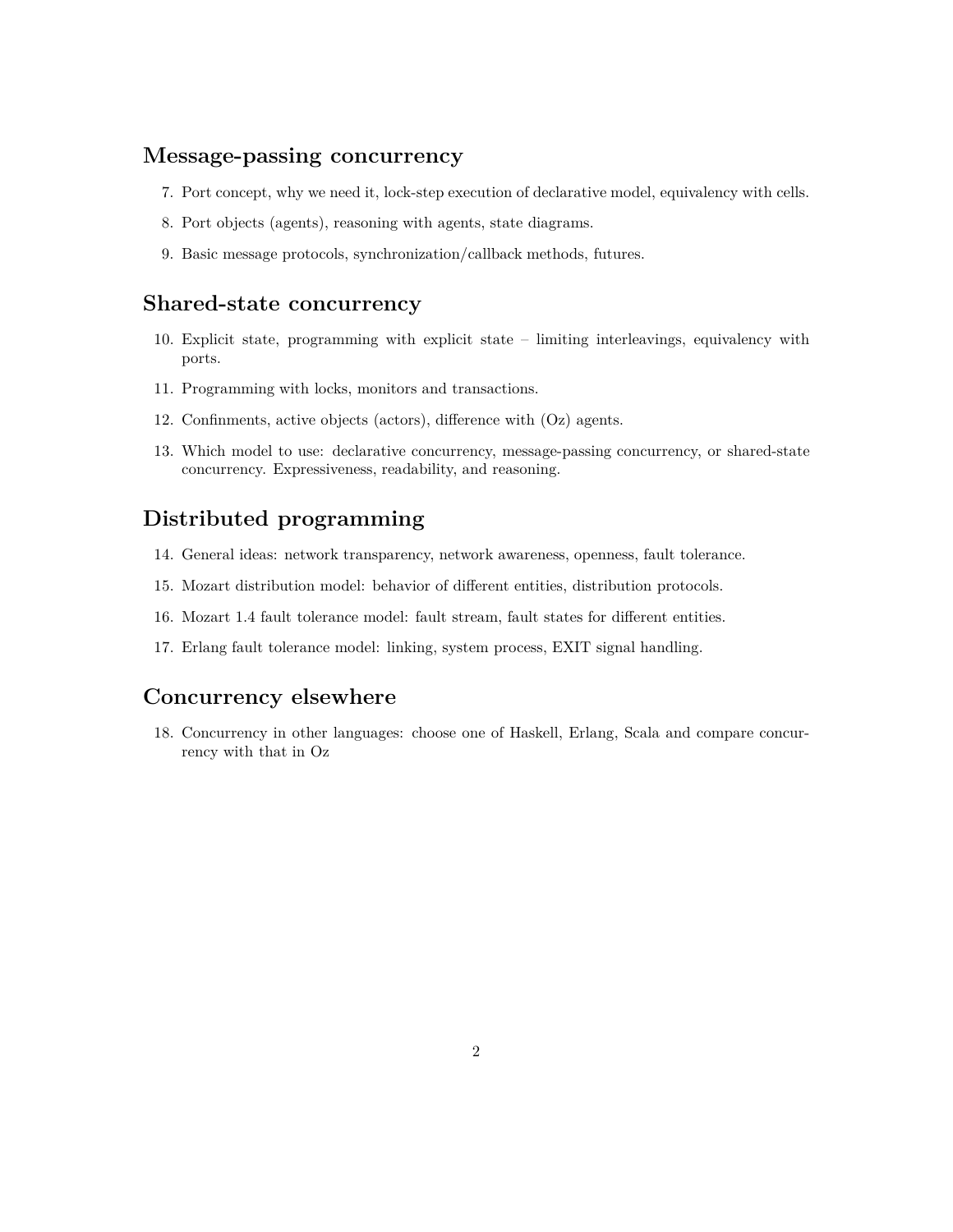## Message-passing concurrency

7. Port concept, why we need it, lock-step execution of declarative model, equivalency with cells.
8. Port objects (agents), reasoning with agents, state diagrams.
9. Basic message protocols, synchronization/callback methods, futures.

## Shared-state concurrency

10. Explicit state, programming with explicit state – limiting interleavings, equivalency with ports.
11. Programming with locks, monitors and transactions.
12. Confinments, active objects (actors), difference with (Oz) agents.
13. Which model to use: declarative concurrency, message-passing concurrency, or shared-state concurrency. Expressiveness, readability, and reasoning.

## Distributed programming

14. General ideas: network transparency, network awareness, openness, fault tolerance.
15. Mozart distribution model: behavior of different entities, distribution protocols.
16. Mozart 1.4 fault tolerance model: fault stream, fault states for different entities.
17. Erlang fault tolerance model: linking, system process, EXIT signal handling.

## Concurrency elsewhere

18. Concurrency in other languages: choose one of Haskell, Erlang, Scala and compare concurrency with that in Oz